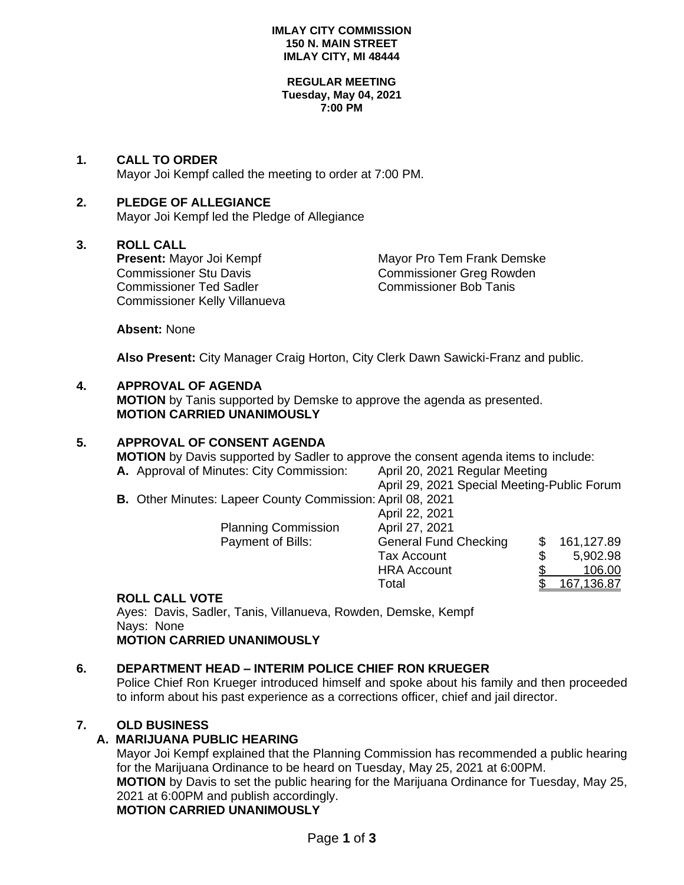**IMLAY CITY COMMISSION**
**150 N. MAIN STREET**
**IMLAY CITY, MI 48444**

**REGULAR MEETING**
**Tuesday, May 04, 2021**
**7:00 PM**

## 1. CALL TO ORDER

Mayor Joi Kempf called the meeting to order at 7:00 PM.

## 2. PLEDGE OF ALLEGIANCE

Mayor Joi Kempf led the Pledge of Allegiance

## 3. ROLL CALL

**Present:** Mayor Joi Kempf
Mayor Pro Tem Frank Demske
Commissioner Stu Davis
Commissioner Greg Rowden
Commissioner Ted Sadler
Commissioner Bob Tanis
Commissioner Kelly Villanueva

**Absent:** None

**Also Present:** City Manager Craig Horton, City Clerk Dawn Sawicki-Franz and public.

## 4. APPROVAL OF AGENDA

**MOTION** by Tanis supported by Demske to approve the agenda as presented.
**MOTION CARRIED UNANIMOUSLY**

## 5. APPROVAL OF CONSENT AGENDA

**MOTION** by Davis supported by Sadler to approve the consent agenda items to include:

| | | | |
|---|---|---|---|
| **A.** Approval of Minutes: City Commission: | April 20, 2021 Regular Meeting | | |
| | April 29, 2021 Special Meeting-Public Forum | | |
| **B.** Other Minutes: Lapeer County Commission: | April 08, 2021 | | |
| | April 22, 2021 | | |
| Planning Commission | April 27, 2021 | | |
| Payment of Bills: | General Fund Checking | $ | 161,127.89 |
| | Tax Account | $ | 5,902.98 |
| | HRA Account | $ | 106.00 |
| | Total | $ | 167,136.87 |

**ROLL CALL VOTE**
Ayes: Davis, Sadler, Tanis, Villanueva, Rowden, Demske, Kempf
Nays: None
**MOTION CARRIED UNANIMOUSLY**

## 6. DEPARTMENT HEAD – INTERIM POLICE CHIEF RON KRUEGER

Police Chief Ron Krueger introduced himself and spoke about his family and then proceeded to inform about his past experience as a corrections officer, chief and jail director.

## 7. OLD BUSINESS

### A. MARIJUANA PUBLIC HEARING

Mayor Joi Kempf explained that the Planning Commission has recommended a public hearing for the Marijuana Ordinance to be heard on Tuesday, May 25, 2021 at 6:00PM.
**MOTION** by Davis to set the public hearing for the Marijuana Ordinance for Tuesday, May 25, 2021 at 6:00PM and publish accordingly.
**MOTION CARRIED UNANIMOUSLY**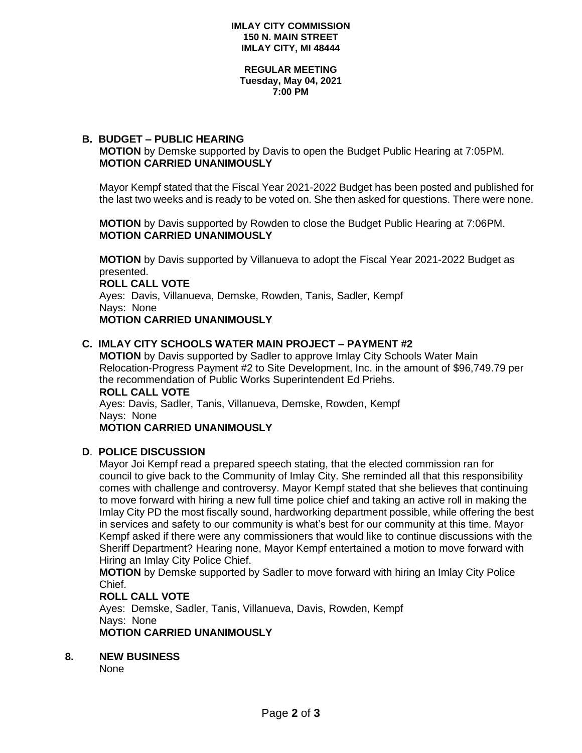**IMLAY CITY COMMISSION**
**150 N. MAIN STREET**
**IMLAY CITY, MI 48444**

**REGULAR MEETING**
**Tuesday, May 04, 2021**
**7:00 PM**

### B. BUDGET – PUBLIC HEARING

**MOTION** by Demske supported by Davis to open the Budget Public Hearing at 7:05PM.
**MOTION CARRIED UNANIMOUSLY**

Mayor Kempf stated that the Fiscal Year 2021-2022 Budget has been posted and published for the last two weeks and is ready to be voted on. She then asked for questions. There were none.

**MOTION** by Davis supported by Rowden to close the Budget Public Hearing at 7:06PM.
**MOTION CARRIED UNANIMOUSLY**

**MOTION** by Davis supported by Villanueva to adopt the Fiscal Year 2021-2022 Budget as presented.
**ROLL CALL VOTE**
Ayes: Davis, Villanueva, Demske, Rowden, Tanis, Sadler, Kempf
Nays: None
**MOTION CARRIED UNANIMOUSLY**

### C. IMLAY CITY SCHOOLS WATER MAIN PROJECT – PAYMENT #2

**MOTION** by Davis supported by Sadler to approve Imlay City Schools Water Main Relocation-Progress Payment #2 to Site Development, Inc. in the amount of $96,749.79 per the recommendation of Public Works Superintendent Ed Priehs.
**ROLL CALL VOTE**
Ayes: Davis, Sadler, Tanis, Villanueva, Demske, Rowden, Kempf
Nays: None
**MOTION CARRIED UNANIMOUSLY**

### D. POLICE DISCUSSION

Mayor Joi Kempf read a prepared speech stating, that the elected commission ran for council to give back to the Community of Imlay City. She reminded all that this responsibility comes with challenge and controversy. Mayor Kempf stated that she believes that continuing to move forward with hiring a new full time police chief and taking an active roll in making the Imlay City PD the most fiscally sound, hardworking department possible, while offering the best in services and safety to our community is what's best for our community at this time. Mayor Kempf asked if there were any commissioners that would like to continue discussions with the Sheriff Department? Hearing none, Mayor Kempf entertained a motion to move forward with Hiring an Imlay City Police Chief.
**MOTION** by Demske supported by Sadler to move forward with hiring an Imlay City Police Chief.
**ROLL CALL VOTE**
Ayes: Demske, Sadler, Tanis, Villanueva, Davis, Rowden, Kempf
Nays: None
**MOTION CARRIED UNANIMOUSLY**

## 8. NEW BUSINESS

None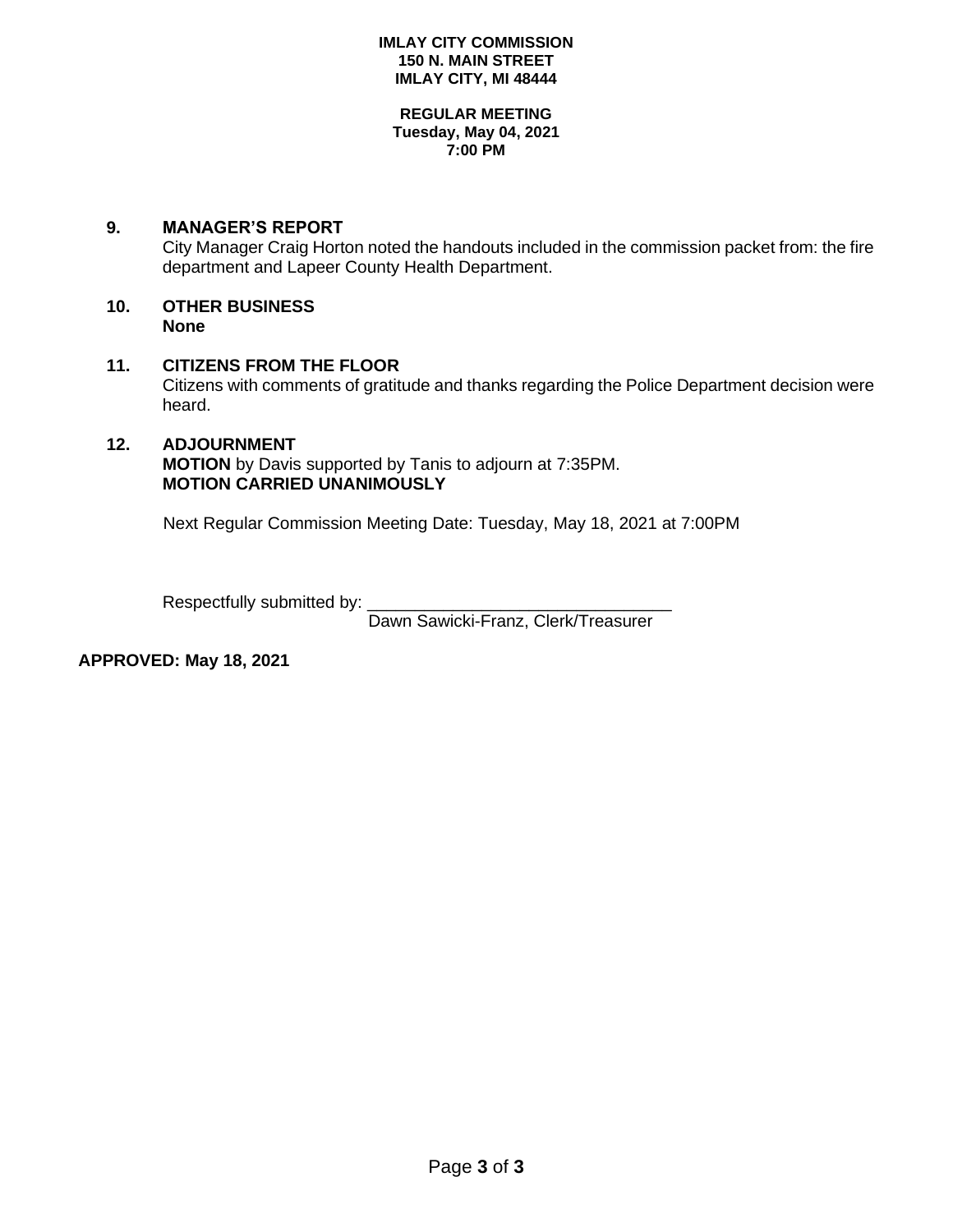**IMLAY CITY COMMISSION**
**150 N. MAIN STREET**
**IMLAY CITY, MI 48444**

**REGULAR MEETING**
**Tuesday, May 04, 2021**
**7:00 PM**

**9. MANAGER'S REPORT**

City Manager Craig Horton noted the handouts included in the commission packet from: the fire department and Lapeer County Health Department.

**10. OTHER BUSINESS**

**None**

**11. CITIZENS FROM THE FLOOR**

Citizens with comments of gratitude and thanks regarding the Police Department decision were heard.

**12. ADJOURNMENT**

**MOTION** by Davis supported by Tanis to adjourn at 7:35PM.
**MOTION CARRIED UNANIMOUSLY**

Next Regular Commission Meeting Date: Tuesday, May 18, 2021 at 7:00PM

Respectfully submitted by: ________________________________
Dawn Sawicki-Franz, Clerk/Treasurer

**APPROVED: May 18, 2021**